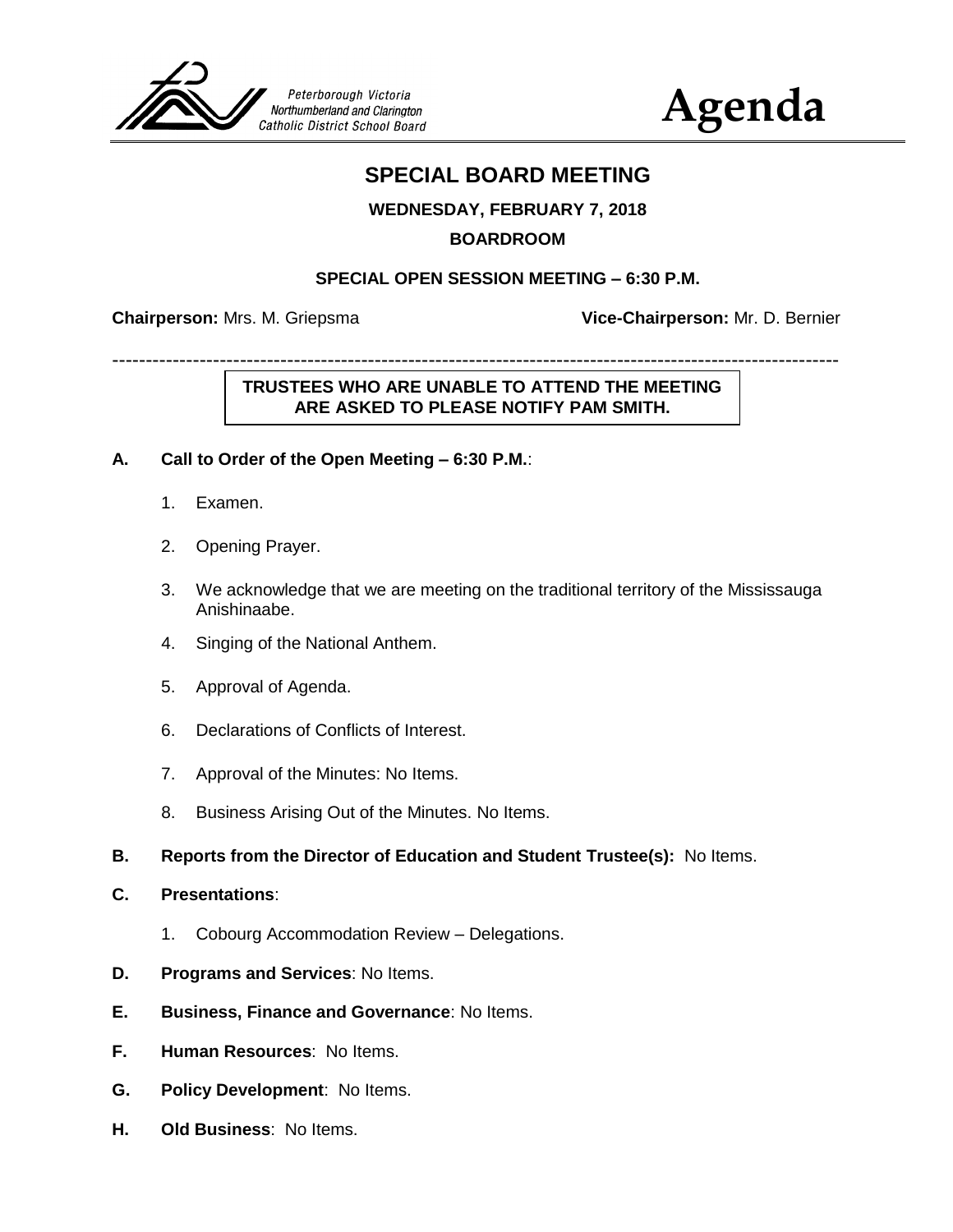Peterborough Victoria Northumberland and Clarington Catholic District School Board

# Agenda

## SPECIAL BOARD MEETING

**WEDNESDAY, FEBRUARY 7, 2018**

**BOARDROOM**

**SPECIAL OPEN SESSION MEETING – 6:30 P.M.**

**Chairperson:** Mrs. M. Griepsma **Vice-Chairperson:** Mr. D. Bernier

---

**TRUSTEES WHO ARE UNABLE TO ATTEND THE MEETING ARE ASKED TO PLEASE NOTIFY PAM SMITH.**

**A. Call to Order of the Open Meeting – 6:30 P.M.**:

1. Examen.
2. Opening Prayer.
3. We acknowledge that we are meeting on the traditional territory of the Mississauga Anishinaabe.
4. Singing of the National Anthem.
5. Approval of Agenda.
6. Declarations of Conflicts of Interest.
7. Approval of the Minutes: No Items.
8. Business Arising Out of the Minutes. No Items.

**B. Reports from the Director of Education and Student Trustee(s):** No Items.

**C. Presentations**:

1. Cobourg Accommodation Review – Delegations.

**D. Programs and Services**: No Items.

**E. Business, Finance and Governance**: No Items.

**F. Human Resources**: No Items.

**G. Policy Development**: No Items.

**H. Old Business**: No Items.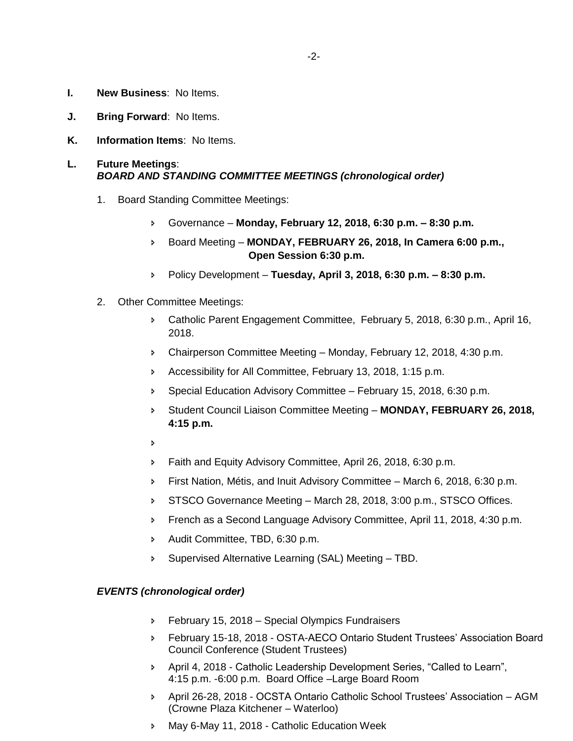**I. New Business**: No Items.

**J. Bring Forward**: No Items.

**K. Information Items**: No Items.

**L. Future Meetings**:
***BOARD AND STANDING COMMITTEE MEETINGS (chronological order)***

1. Board Standing Committee Meetings:

    - Governance – **Monday, February 12, 2018, 6:30 p.m. – 8:30 p.m.**
    - Board Meeting – **MONDAY, FEBRUARY 26, 2018, In Camera 6:00 p.m., Open Session 6:30 p.m.**
    - Policy Development – **Tuesday, April 3, 2018, 6:30 p.m. – 8:30 p.m.**

2. Other Committee Meetings:

    - Catholic Parent Engagement Committee, February 5, 2018, 6:30 p.m., April 16, 2018.
    - Chairperson Committee Meeting – Monday, February 12, 2018, 4:30 p.m.
    - Accessibility for All Committee, February 13, 2018, 1:15 p.m.
    - Special Education Advisory Committee – February 15, 2018, 6:30 p.m.
    - Student Council Liaison Committee Meeting – **MONDAY, FEBRUARY 26, 2018, 4:15 p.m.**
    - 
    - Faith and Equity Advisory Committee, April 26, 2018, 6:30 p.m.
    - First Nation, Métis, and Inuit Advisory Committee – March 6, 2018, 6:30 p.m.
    - STSCO Governance Meeting – March 28, 2018, 3:00 p.m., STSCO Offices.
    - French as a Second Language Advisory Committee, April 11, 2018, 4:30 p.m.
    - Audit Committee, TBD, 6:30 p.m.
    - Supervised Alternative Learning (SAL) Meeting – TBD.

***EVENTS (chronological order)***

- February 15, 2018 – Special Olympics Fundraisers
- February 15-18, 2018 - OSTA-AECO Ontario Student Trustees' Association Board Council Conference (Student Trustees)
- April 4, 2018 - Catholic Leadership Development Series, "Called to Learn", 4:15 p.m. -6:00 p.m. Board Office –Large Board Room
- April 26-28, 2018 - OCSTA Ontario Catholic School Trustees' Association – AGM (Crowne Plaza Kitchener – Waterloo)
- May 6-May 11, 2018 - Catholic Education Week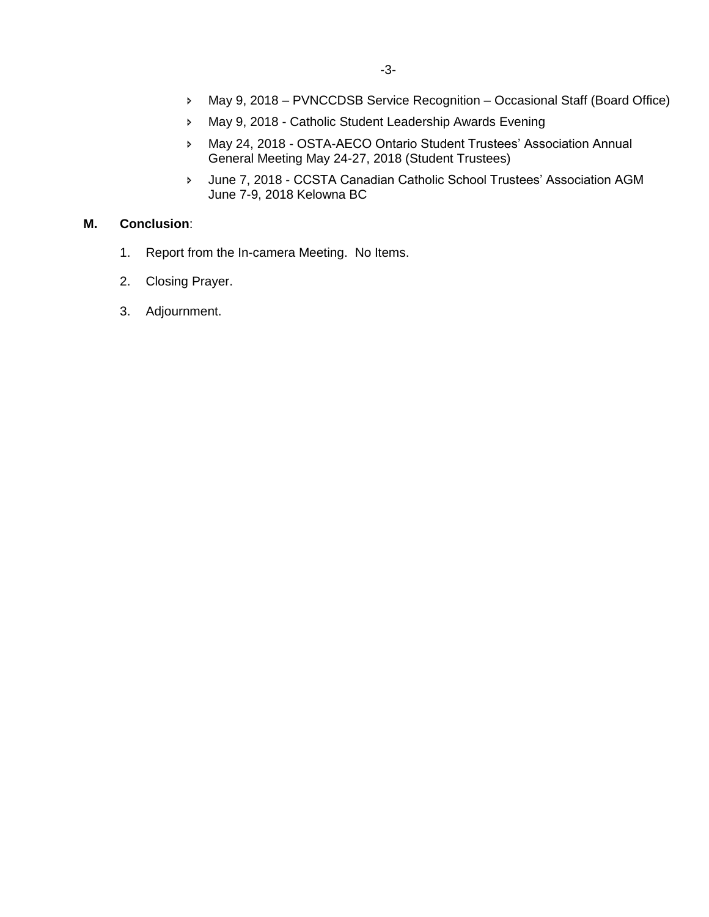- May 9, 2018 – PVNCCDSB Service Recognition – Occasional Staff (Board Office)
- May 9, 2018 - Catholic Student Leadership Awards Evening
- May 24, 2018 - OSTA-AECO Ontario Student Trustees' Association Annual General Meeting May 24-27, 2018 (Student Trustees)
- June 7, 2018 - CCSTA Canadian Catholic School Trustees' Association AGM June 7-9, 2018 Kelowna BC

**M. Conclusion**:

1. Report from the In-camera Meeting. No Items.
2. Closing Prayer.
3. Adjournment.